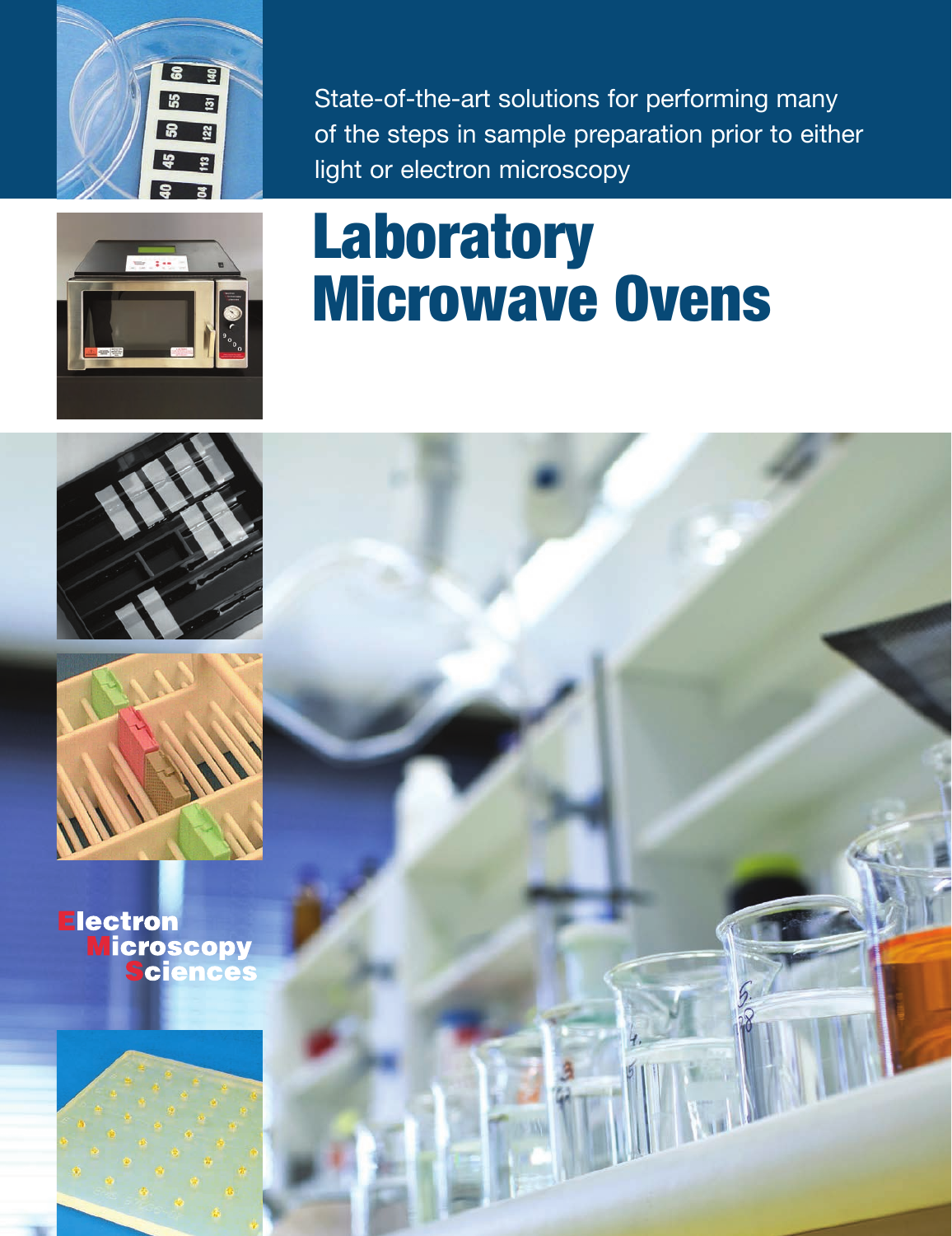State-of-the-art solutions for performing many of the steps in sample preparation prior to either light or electron microscopy

# Laboratory Microwave Ovens

Electron Microscopy Sciences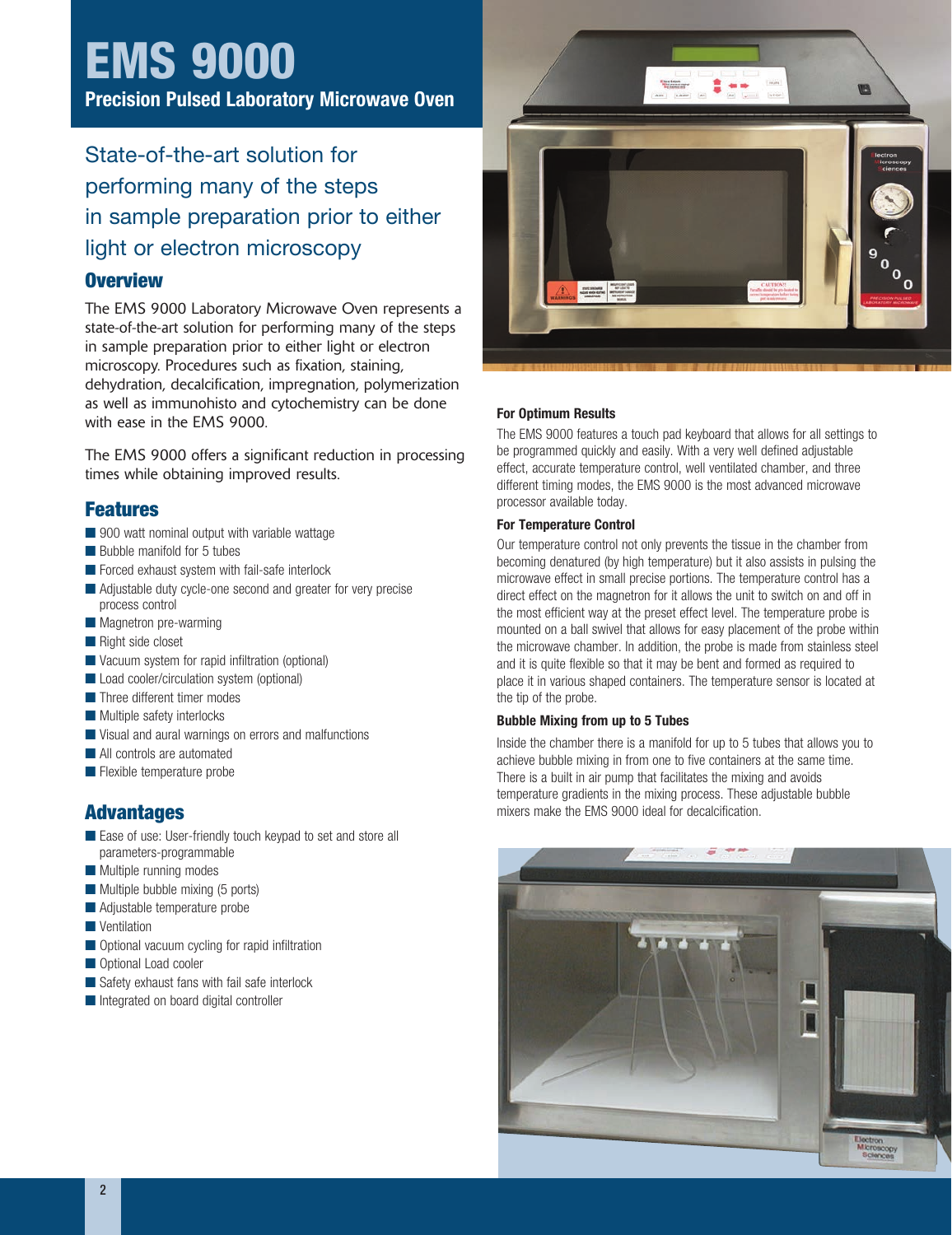# EMS 9000

## Precision Pulsed Laboratory Microwave Oven

State-of-the-art solution for performing many of the steps in sample preparation prior to either light or electron microscopy

### Overview

The EMS 9000 Laboratory Microwave Oven represents a state-of-the-art solution for performing many of the steps in sample preparation prior to either light or electron microscopy. Procedures such as fixation, staining, dehydration, decalcification, impregnation, polymerization as well as immunohisto and cytochemistry can be done with ease in the EMS 9000.

The EMS 9000 offers a significant reduction in processing times while obtaining improved results.

### Features

- 900 watt nominal output with variable wattage
- Bubble manifold for 5 tubes
- Forced exhaust system with fail-safe interlock
- Adjustable duty cycle-one second and greater for very precise process control
- Magnetron pre-warming
- Right side closet
- Vacuum system for rapid infiltration (optional)
- Load cooler/circulation system (optional)
- Three different timer modes
- Multiple safety interlocks
- Visual and aural warnings on errors and malfunctions
- All controls are automated
- Flexible temperature probe

### Advantages

- Ease of use: User-friendly touch keypad to set and store all parameters-programmable
- Multiple running modes
- Multiple bubble mixing (5 ports)
- Adjustable temperature probe
- Ventilation
- Optional vacuum cycling for rapid infiltration
- Optional Load cooler
- Safety exhaust fans with fail safe interlock
- Integrated on board digital controller

#### For Optimum Results

The EMS 9000 features a touch pad keyboard that allows for all settings to be programmed quickly and easily. With a very well defined adjustable effect, accurate temperature control, well ventilated chamber, and three different timing modes, the EMS 9000 is the most advanced microwave processor available today.

#### For Temperature Control

Our temperature control not only prevents the tissue in the chamber from becoming denatured (by high temperature) but it also assists in pulsing the microwave effect in small precise portions. The temperature control has a direct effect on the magnetron for it allows the unit to switch on and off in the most efficient way at the preset effect level. The temperature probe is mounted on a ball swivel that allows for easy placement of the probe within the microwave chamber. In addition, the probe is made from stainless steel and it is quite flexible so that it may be bent and formed as required to place it in various shaped containers. The temperature sensor is located at the tip of the probe.

#### Bubble Mixing from up to 5 Tubes

Inside the chamber there is a manifold for up to 5 tubes that allows you to achieve bubble mixing in from one to five containers at the same time. There is a built in air pump that facilitates the mixing and avoids temperature gradients in the mixing process. These adjustable bubble mixers make the EMS 9000 ideal for decalcification.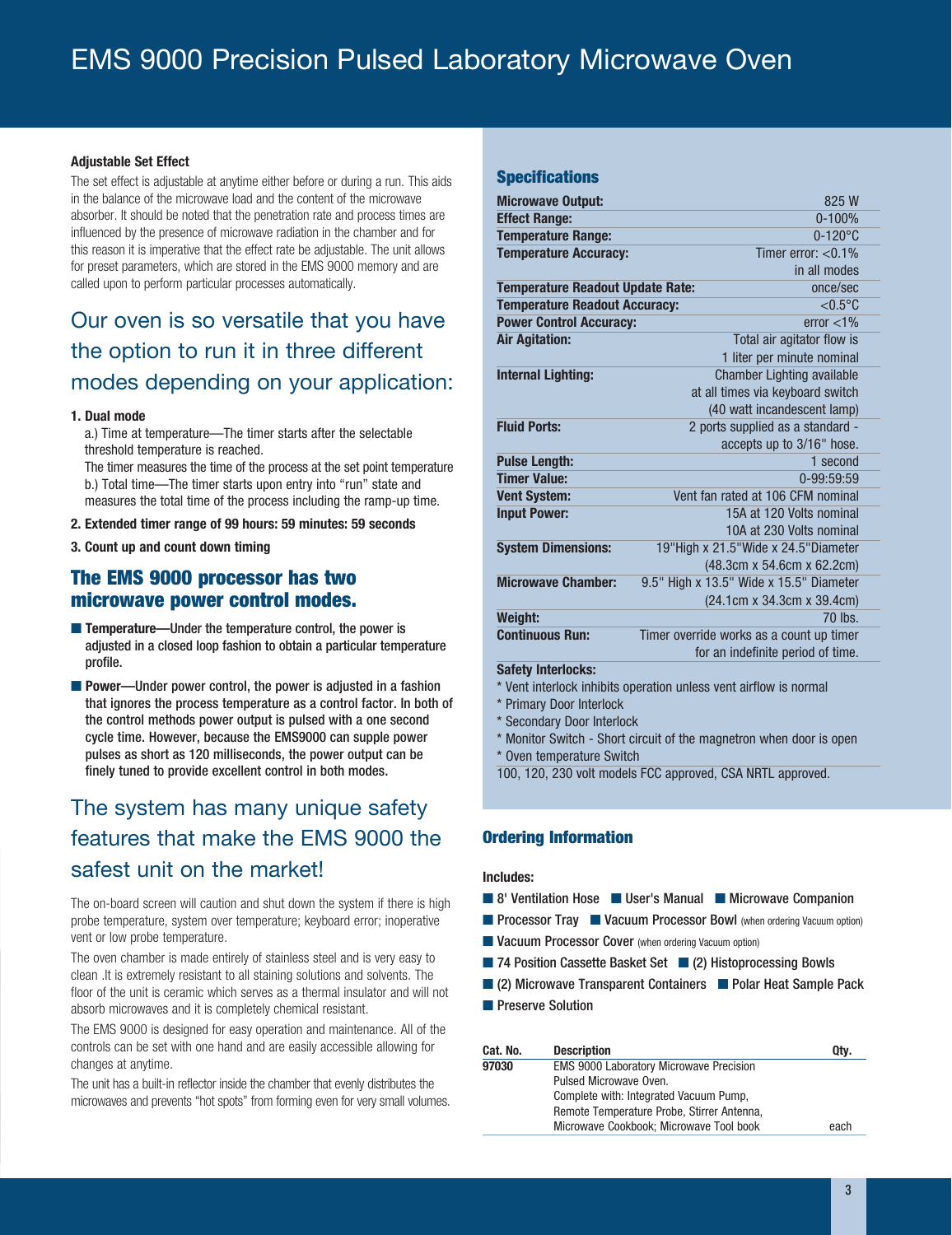# EMS 9000 Precision Pulsed Laboratory Microwave Oven

**Adjustable Set Effect**

The set effect is adjustable at anytime either before or during a run. This aids in the balance of the microwave load and the content of the microwave absorber. It should be noted that the penetration rate and process times are influenced by the presence of microwave radiation in the chamber and for this reason it is imperative that the effect rate be adjustable. The unit allows for preset parameters, which are stored in the EMS 9000 memory and are called upon to perform particular processes automatically.

## Our oven is so versatile that you have the option to run it in three different modes depending on your application:

**1. Dual mode**

a.) Time at temperature—The timer starts after the selectable threshold temperature is reached.
The timer measures the time of the process at the set point temperature
b.) Total time—The timer starts upon entry into "run" state and measures the total time of the process including the ramp-up time.

**2. Extended timer range of 99 hours: 59 minutes: 59 seconds**

**3. Count up and count down timing**

## The EMS 9000 processor has two microwave power control modes.

- **Temperature—Under the temperature control, the power is adjusted in a closed loop fashion to obtain a particular temperature profile.**
- **Power—Under power control, the power is adjusted in a fashion that ignores the process temperature as a control factor. In both of the control methods power output is pulsed with a one second cycle time. However, because the EMS9000 can supple power pulses as short as 120 milliseconds, the power output can be finely tuned to provide excellent control in both modes.**

## The system has many unique safety features that make the EMS 9000 the safest unit on the market!

The on-board screen will caution and shut down the system if there is high probe temperature, system over temperature; keyboard error; inoperative vent or low probe temperature.

The oven chamber is made entirely of stainless steel and is very easy to clean .It is extremely resistant to all staining solutions and solvents. The floor of the unit is ceramic which serves as a thermal insulator and will not absorb microwaves and it is completely chemical resistant.

The EMS 9000 is designed for easy operation and maintenance. All of the controls can be set with one hand and are easily accessible allowing for changes at anytime.

The unit has a built-in reflector inside the chamber that evenly distributes the microwaves and prevents "hot spots" from forming even for very small volumes.

### Specifications

| | |
|---|---|
| **Microwave Output:** | 825 W |
| **Effect Range:** | 0-100% |
| **Temperature Range:** | 0-120°C |
| **Temperature Accuracy:** | Timer error: <0.1% in all modes |
| **Temperature Readout Update Rate:** | once/sec |
| **Temperature Readout Accuracy:** | <0.5°C |
| **Power Control Accuracy:** | error <1% |
| **Air Agitation:** | Total air agitator flow is 1 liter per minute nominal |
| **Internal Lighting:** | Chamber Lighting available at all times via keyboard switch (40 watt incandescent lamp) |
| **Fluid Ports:** | 2 ports supplied as a standard - accepts up to 3/16" hose. |
| **Pulse Length:** | 1 second |
| **Timer Value:** | 0-99:59:59 |
| **Vent System:** | Vent fan rated at 106 CFM nominal |
| **Input Power:** | 15A at 120 Volts nominal 10A at 230 Volts nominal |
| **System Dimensions:** | 19"High x 21.5"Wide x 24.5"Diameter (48.3cm x 54.6cm x 62.2cm) |
| **Microwave Chamber:** | 9.5" High x 13.5" Wide x 15.5" Diameter (24.1cm x 34.3cm x 39.4cm) |
| **Weight:** | 70 lbs. |
| **Continuous Run:** | Timer override works as a count up timer for an indefinite period of time. |

**Safety Interlocks:**

* Vent interlock inhibits operation unless vent airflow is normal
* Primary Door Interlock
* Secondary Door Interlock
* Monitor Switch - Short circuit of the magnetron when door is open
* Oven temperature Switch

100, 120, 230 volt models FCC approved, CSA NRTL approved.

### Ordering Information

**Includes:**

- 8' Ventilation Hose
- User's Manual
- Microwave Companion
- Processor Tray
- Vacuum Processor Bowl (when ordering Vacuum option)
- Vacuum Processor Cover (when ordering Vacuum option)
- 74 Position Cassette Basket Set
- (2) Histoprocessing Bowls
- (2) Microwave Transparent Containers
- Polar Heat Sample Pack
- Preserve Solution

| Cat. No. | Description | Qty. |
|---|---|---|
| **97030** | EMS 9000 Laboratory Microwave Precision Pulsed Microwave Oven. Complete with: Integrated Vacuum Pump, Remote Temperature Probe, Stirrer Antenna, Microwave Cookbook; Microwave Tool book | each |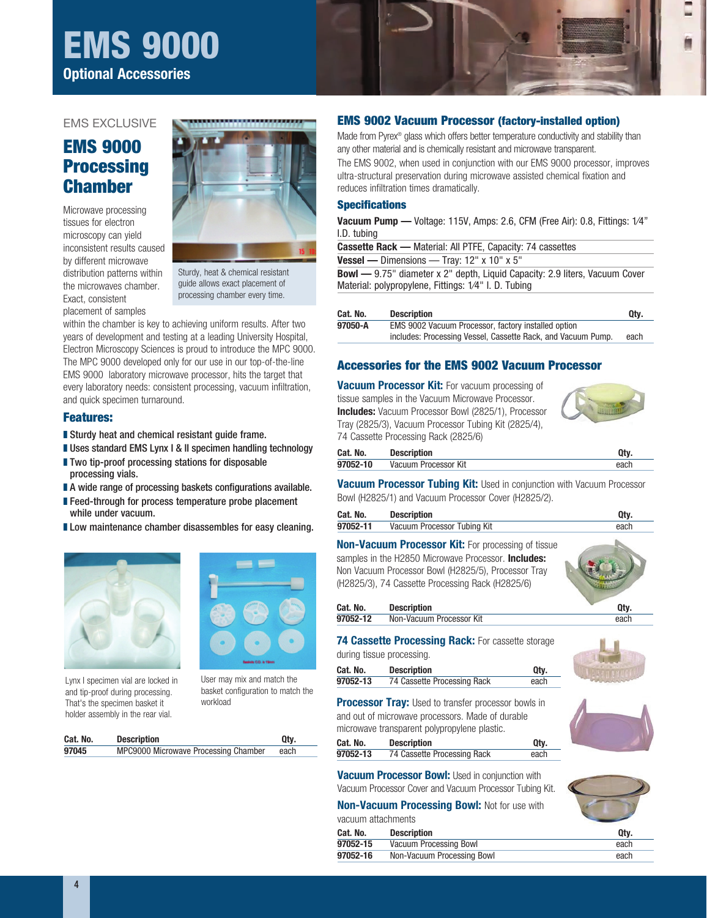# EMS 9000

## Optional Accessories

EMS EXCLUSIVE

## EMS 9000 Processing Chamber

Microwave processing tissues for electron microscopy can yield inconsistent results caused by different microwave distribution patterns within the microwaves chamber. Exact, consistent placement of samples within the chamber is key to achieving uniform results. After two years of development and testing at a leading University Hospital, Electron Microscopy Sciences is proud to introduce the MPC 9000. The MPC 9000 developed only for our use in our top-of-the-line EMS 9000 laboratory microwave processor, hits the target that every laboratory needs: consistent processing, vacuum infiltration, and quick specimen turnaround.

Sturdy, heat & chemical resistant guide allows exact placement of processing chamber every time.

### Features:

- Sturdy heat and chemical resistant guide frame.
- Uses standard EMS Lynx I & II specimen handling technology
- Two tip-proof processing stations for disposable processing vials.
- A wide range of processing baskets configurations available.
- Feed-through for process temperature probe placement while under vacuum.
- Low maintenance chamber disassembles for easy cleaning.

Lynx I specimen vial are locked in and tip-proof during processing. That's the specimen basket it holder assembly in the rear vial.

User may mix and match the basket configuration to match the workload

| Cat. No. | Description | Qty. |
|---|---|---|
| **97045** | MPC9000 Microwave Processing Chamber | each |

## EMS 9002 Vacuum Processor (factory-installed option)

Made from Pyrex® glass which offers better temperature conductivity and stability than any other material and is chemically resistant and microwave transparent.

The EMS 9002, when used in conjunction with our EMS 9000 processor, improves ultra-structural preservation during microwave assisted chemical fixation and reduces infiltration times dramatically.

### Specifications

**Vacuum Pump —** Voltage: 115V, Amps: 2.6, CFM (Free Air): 0.8, Fittings: 1⁄4" I.D. tubing

**Cassette Rack —** Material: All PTFE, Capacity: 74 cassettes

**Vessel —** Dimensions — Tray: 12" x 10" x 5"

**Bowl —** 9.75" diameter x 2" depth, Liquid Capacity: 2.9 liters, Vacuum Cover Material: polypropylene, Fittings: 1⁄4" I. D. Tubing

| Cat. No. | Description | Qty. |
|---|---|---|
| **97050-A** | EMS 9002 Vacuum Processor, factory installed option includes: Processing Vessel, Cassette Rack, and Vacuum Pump. | each |

## Accessories for the EMS 9002 Vacuum Processor

**Vacuum Processor Kit:** For vacuum processing of tissue samples in the Vacuum Microwave Processor. **Includes:** Vacuum Processor Bowl (2825/1), Processor Tray (2825/3), Vacuum Processor Tubing Kit (2825/4), 74 Cassette Processing Rack (2825/6)

| Cat. No. | Description | Qty. |
|---|---|---|
| **97052-10** | Vacuum Processor Kit | each |

**Vacuum Processor Tubing Kit:** Used in conjunction with Vacuum Processor Bowl (H2825/1) and Vacuum Processor Cover (H2825/2).

| Cat. No. | Description | Qty. |
|---|---|---|
| **97052-11** | Vacuum Processor Tubing Kit | each |

**Non-Vacuum Processor Kit:** For processing of tissue samples in the H2850 Microwave Processor. **Includes:** Non Vacuum Processor Bowl (H2825/5), Processor Tray (H2825/3), 74 Cassette Processing Rack (H2825/6)

| Cat. No. | Description | Qty. |
|---|---|---|
| **97052-12** | Non-Vacuum Processor Kit | each |

**74 Cassette Processing Rack:** For cassette storage during tissue processing.

| Cat. No. | Description | Qty. |
|---|---|---|
| **97052-13** | 74 Cassette Processing Rack | each |

**Processor Tray:** Used to transfer processor bowls in and out of microwave processors. Made of durable microwave transparent polypropylene plastic.

| Cat. No. | Description | Qty. |
|---|---|---|
| **97052-13** | 74 Cassette Processing Rack | each |

**Vacuum Processor Bowl:** Used in conjunction with Vacuum Processor Cover and Vacuum Processor Tubing Kit.

**Non-Vacuum Processing Bowl:** Not for use with vacuum attachments

| Cat. No. | Description | Qty. |
|---|---|---|
| **97052-15** | Vacuum Processing Bowl | each |
| **97052-16** | Non-Vacuum Processing Bowl | each |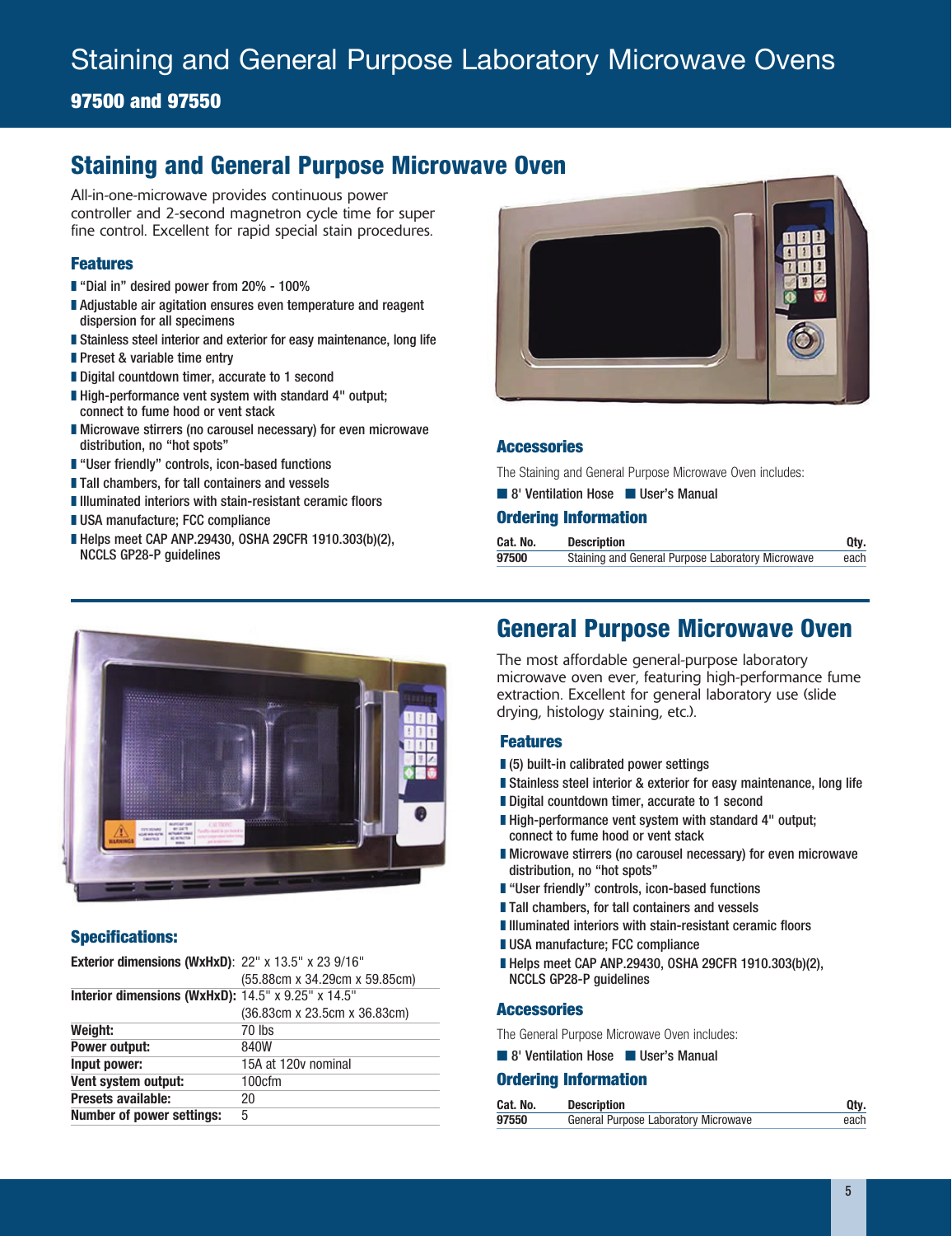# Staining and General Purpose Laboratory Microwave Ovens

**97500 and 97550**

## Staining and General Purpose Microwave Oven

All-in-one-microwave provides continuous power controller and 2-second magnetron cycle time for super fine control. Excellent for rapid special stain procedures.

### Features

- "Dial in" desired power from 20% - 100%
- Adjustable air agitation ensures even temperature and reagent dispersion for all specimens
- Stainless steel interior and exterior for easy maintenance, long life
- Preset & variable time entry
- Digital countdown timer, accurate to 1 second
- High-performance vent system with standard 4" output; connect to fume hood or vent stack
- Microwave stirrers (no carousel necessary) for even microwave distribution, no "hot spots"
- "User friendly" controls, icon-based functions
- Tall chambers, for tall containers and vessels
- Illuminated interiors with stain-resistant ceramic floors
- USA manufacture; FCC compliance
- Helps meet CAP ANP.29430, OSHA 29CFR 1910.303(b)(2), NCCLS GP28-P guidelines

### Accessories

The Staining and General Purpose Microwave Oven includes:

- 8' Ventilation Hose
- User's Manual

### Ordering Information

| Cat. No. | Description | Qty. |
|---|---|---|
| 97500 | Staining and General Purpose Laboratory Microwave | each |

## General Purpose Microwave Oven

The most affordable general-purpose laboratory microwave oven ever, featuring high-performance fume extraction. Excellent for general laboratory use (slide drying, histology staining, etc.).

### Features

- (5) built-in calibrated power settings
- Stainless steel interior & exterior for easy maintenance, long life
- Digital countdown timer, accurate to 1 second
- High-performance vent system with standard 4" output; connect to fume hood or vent stack
- Microwave stirrers (no carousel necessary) for even microwave distribution, no "hot spots"
- "User friendly" controls, icon-based functions
- Tall chambers, for tall containers and vessels
- Illuminated interiors with stain-resistant ceramic floors
- USA manufacture; FCC compliance
- Helps meet CAP ANP.29430, OSHA 29CFR 1910.303(b)(2), NCCLS GP28-P guidelines

### Accessories

The General Purpose Microwave Oven includes:

- 8' Ventilation Hose
- User's Manual

### Ordering Information

| Cat. No. | Description | Qty. |
|---|---|---|
| 97550 | General Purpose Laboratory Microwave | each |

### Specifications:

| | |
|---|---|
| **Exterior dimensions (WxHxD)**: | 22" x 13.5" x 23 9/16" (55.88cm x 34.29cm x 59.85cm) |
| **Interior dimensions (WxHxD):** | 14.5" x 9.25" x 14.5" (36.83cm x 23.5cm x 36.83cm) |
| **Weight:** | 70 lbs |
| **Power output:** | 840W |
| **Input power:** | 15A at 120v nominal |
| **Vent system output:** | 100cfm |
| **Presets available:** | 20 |
| **Number of power settings:** | 5 |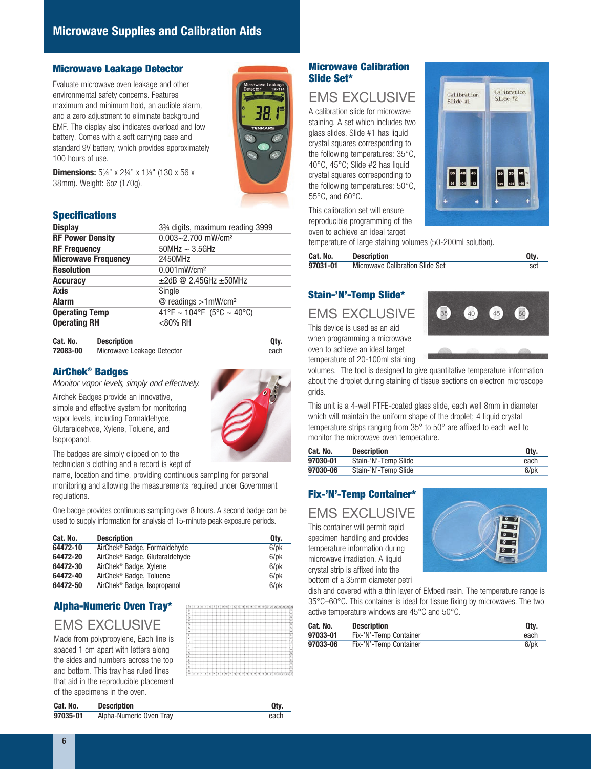# Microwave Supplies and Calibration Aids

## Microwave Leakage Detector

Evaluate microwave oven leakage and other environmental safety concerns. Features maximum and minimum hold, an audible alarm, and a zero adjustment to eliminate background EMF. The display also indicates overload and low battery. Comes with a soft carrying case and standard 9V battery, which provides approximately 100 hours of use.

**Dimensions:** 5¼" x 2¼" x 1¼" (130 x 56 x 38mm). Weight: 6oz (170g).

### Specifications

| | |
|---|---|
| **Display** | 3¾ digits, maximum reading 3999 |
| **RF Power Density** | 0.003~2.700 mW/cm² |
| **RF Frequency** | 50MHz ~ 3.5GHz |
| **Microwave Frequency** | 2450MHz |
| **Resolution** | 0.001mW/cm² |
| **Accuracy** | ±2dB @ 2.45GHz ±50MHz |
| **Axis** | Single |
| **Alarm** | @ readings >1mW/cm² |
| **Operating Temp** | 41°F ~ 104°F (5°C ~ 40°C) |
| **Operating RH** | <80% RH |

| Cat. No. | Description | Qty. |
|---|---|---|
| 72083-00 | Microwave Leakage Detector | each |

## AirChek® Badges

*Monitor vapor levels, simply and effectively.*

Airchek Badges provide an innovative, simple and effective system for monitoring vapor levels, including Formaldehyde, Glutaraldehyde, Xylene, Toluene, and Isopropanol.

The badges are simply clipped on to the technician's clothing and a record is kept of name, location and time, providing continuous sampling for personal monitoring and allowing the measurements required under Government regulations.

One badge provides continuous sampling over 8 hours. A second badge can be used to supply information for analysis of 15-minute peak exposure periods.

| Cat. No. | Description | Qty. |
|---|---|---|
| 64472-10 | AirChek® Badge, Formaldehyde | 6/pk |
| 64472-20 | AirChek® Badge, Glutaraldehyde | 6/pk |
| 64472-30 | AirChek® Badge, Xylene | 6/pk |
| 64472-40 | AirChek® Badge, Toluene | 6/pk |
| 64472-50 | AirChek® Badge, Isopropanol | 6/pk |

## Alpha-Numeric Oven Tray*

EMS EXCLUSIVE

Made from polypropylene, Each line is spaced 1 cm apart with letters along the sides and numbers across the top and bottom. This tray has ruled lines that aid in the reproducible placement of the specimens in the oven.

| Cat. No. | Description | Qty. |
|---|---|---|
| 97035-01 | Alpha-Numeric Oven Tray | each |

## Microwave Calibration Slide Set*

EMS EXCLUSIVE

A calibration slide for microwave staining. A set which includes two glass slides. Slide #1 has liquid crystal squares corresponding to the following temperatures: 35°C, 40°C, 45°C; Slide #2 has liquid crystal squares corresponding to the following temperatures: 50°C, 55°C, and 60°C.

This calibration set will ensure reproducible programming of the oven to achieve an ideal target temperature of large staining volumes (50-200ml solution).

| Cat. No. | Description | Qty. |
|---|---|---|
| 97031-01 | Microwave Calibration Slide Set | set |

## Stain-'N'-Temp Slide*

EMS EXCLUSIVE

This device is used as an aid when programming a microwave oven to achieve an ideal target temperature of 20-100ml staining volumes. The tool is designed to give quantitative temperature information about the droplet during staining of tissue sections on electron microscope grids.

This unit is a 4-well PTFE-coated glass slide, each well 8mm in diameter which will maintain the uniform shape of the droplet; 4 liquid crystal temperature strips ranging from 35° to 50° are affixed to each well to monitor the microwave oven temperature.

| Cat. No. | Description | Qty. |
|---|---|---|
| 97030-01 | Stain-'N'-Temp Slide | each |
| 97030-06 | Stain-'N'-Temp Slide | 6/pk |

## Fix-'N'-Temp Container*

EMS EXCLUSIVE

This container will permit rapid specimen handling and provides temperature information during microwave irradiation. A liquid crystal strip is affixed into the bottom of a 35mm diameter petri dish and covered with a thin layer of EMbed resin. The temperature range is 35°C–60°C. This container is ideal for tissue fixing by microwaves. The two active temperature windows are 45°C and 50°C.

| Cat. No. | Description | Qty. |
|---|---|---|
| 97033-01 | Fix-'N'-Temp Container | each |
| 97033-06 | Fix-'N'-Temp Container | 6/pk |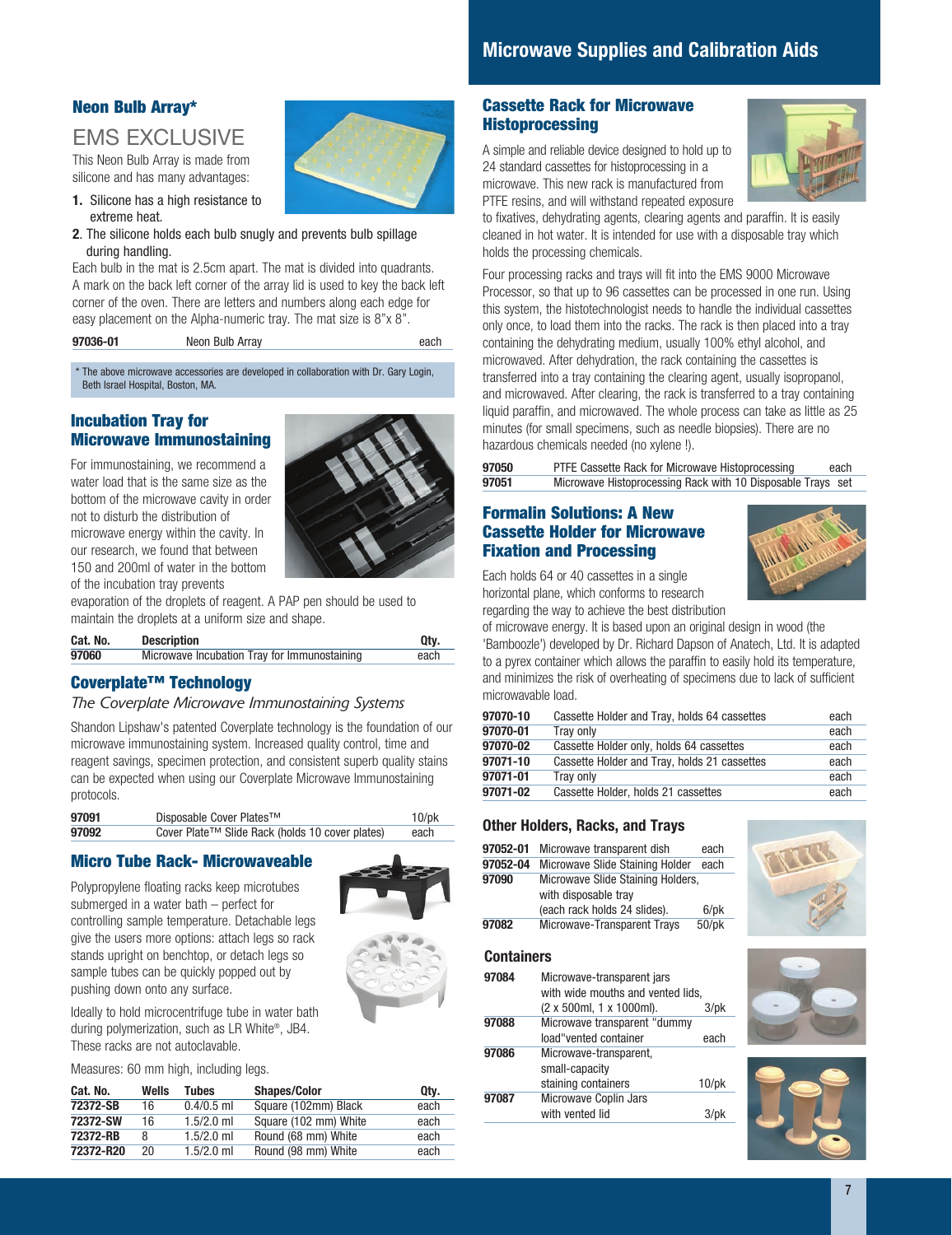# Microwave Supplies and Calibration Aids

## Neon Bulb Array*

### EMS EXCLUSIVE

This Neon Bulb Array is made from silicone and has many advantages:

1. Silicone has a high resistance to extreme heat.
2. The silicone holds each bulb snugly and prevents bulb spillage during handling.

Each bulb in the mat is 2.5cm apart. The mat is divided into quadrants. A mark on the back left corner of the array lid is used to key the back left corner of the oven. There are letters and numbers along each edge for easy placement on the Alpha-numeric tray. The mat size is 8"x 8".

| | | |
|---|---|---|
| 97036-01 | Neon Bulb Array | each |

* The above microwave accessories are developed in collaboration with Dr. Gary Login, Beth Israel Hospital, Boston, MA.

## Incubation Tray for Microwave Immunostaining

For immunostaining, we recommend a water load that is the same size as the bottom of the microwave cavity in order not to disturb the distribution of microwave energy within the cavity. In our research, we found that between 150 and 200ml of water in the bottom of the incubation tray prevents evaporation of the droplets of reagent. A PAP pen should be used to maintain the droplets at a uniform size and shape.

| Cat. No. | Description | Qty. |
|---|---|---|
| 97060 | Microwave Incubation Tray for Immunostaining | each |

## Coverplate™ Technology

*The Coverplate Microwave Immunostaining Systems*

Shandon Lipshaw's patented Coverplate technology is the foundation of our microwave immunostaining system. Increased quality control, time and reagent savings, specimen protection, and consistent superb quality stains can be expected when using our Coverplate Microwave Immunostaining protocols.

| | | |
|---|---|---|
| 97091 | Disposable Cover Plates™ | 10/pk |
| 97092 | Cover Plate™ Slide Rack (holds 10 cover plates) | each |

## Micro Tube Rack- Microwaveable

Polypropylene floating racks keep microtubes submerged in a water bath – perfect for controlling sample temperature. Detachable legs give the users more options: attach legs so rack stands upright on benchtop, or detach legs so sample tubes can be quickly popped out by pushing down onto any surface.

Ideally to hold microcentrifuge tube in water bath during polymerization, such as LR White®, JB4. These racks are not autoclavable.

Measures: 60 mm high, including legs.

| Cat. No. | Wells | Tubes | Shapes/Color | Qty. |
|---|---|---|---|---|
| 72372-SB | 16 | 0.4/0.5 ml | Square (102mm) Black | each |
| 72372-SW | 16 | 1.5/2.0 ml | Square (102 mm) White | each |
| 72372-RB | 8 | 1.5/2.0 ml | Round (68 mm) White | each |
| 72372-R20 | 20 | 1.5/2.0 ml | Round (98 mm) White | each |

## Cassette Rack for Microwave Histoprocessing

A simple and reliable device designed to hold up to 24 standard cassettes for histoprocessing in a microwave. This new rack is manufactured from PTFE resins, and will withstand repeated exposure to fixatives, dehydrating agents, clearing agents and paraffin. It is easily cleaned in hot water. It is intended for use with a disposable tray which holds the processing chemicals.

Four processing racks and trays will fit into the EMS 9000 Microwave Processor, so that up to 96 cassettes can be processed in one run. Using this system, the histotechnologist needs to handle the individual cassettes only once, to load them into the racks. The rack is then placed into a tray containing the dehydrating medium, usually 100% ethyl alcohol, and microwaved. After dehydration, the rack containing the cassettes is transferred into a tray containing the clearing agent, usually isopropanol, and microwaved. After clearing, the rack is transferred to a tray containing liquid paraffin, and microwaved. The whole process can take as little as 25 minutes (for small specimens, such as needle biopsies). There are no hazardous chemicals needed (no xylene !).

| | | |
|---|---|---|
| 97050 | PTFE Cassette Rack for Microwave Histoprocessing | each |
| 97051 | Microwave Histoprocessing Rack with 10 Disposable Trays | set |

## Formalin Solutions: A New Cassette Holder for Microwave Fixation and Processing

Each holds 64 or 40 cassettes in a single horizontal plane, which conforms to research regarding the way to achieve the best distribution of microwave energy. It is based upon an original design in wood (the 'Bamboozle') developed by Dr. Richard Dapson of Anatech, Ltd. It is adapted to a pyrex container which allows the paraffin to easily hold its temperature, and minimizes the risk of overheating of specimens due to lack of sufficient microwavable load.

| | | |
|---|---|---|
| 97070-10 | Cassette Holder and Tray, holds 64 cassettes | each |
| 97070-01 | Tray only | each |
| 97070-02 | Cassette Holder only, holds 64 cassettes | each |
| 97071-10 | Cassette Holder and Tray, holds 21 cassettes | each |
| 97071-01 | Tray only | each |
| 97071-02 | Cassette Holder, holds 21 cassettes | each |

### Other Holders, Racks, and Trays

| | | |
|---|---|---|
| 97052-01 | Microwave transparent dish | each |
| 97052-04 | Microwave Slide Staining Holder | each |
| 97090 | Microwave Slide Staining Holders, with disposable tray (each rack holds 24 slides). | 6/pk |
| 97082 | Microwave-Transparent Trays | 50/pk |

### Containers

| | | |
|---|---|---|
| 97084 | Microwave-transparent jars with wide mouths and vented lids, (2 x 500ml, 1 x 1000ml). | 3/pk |
| 97088 | Microwave transparent "dummy load"vented container | each |
| 97086 | Microwave-transparent, small-capacity staining containers | 10/pk |
| 97087 | Microwave Coplin Jars with vented lid | 3/pk |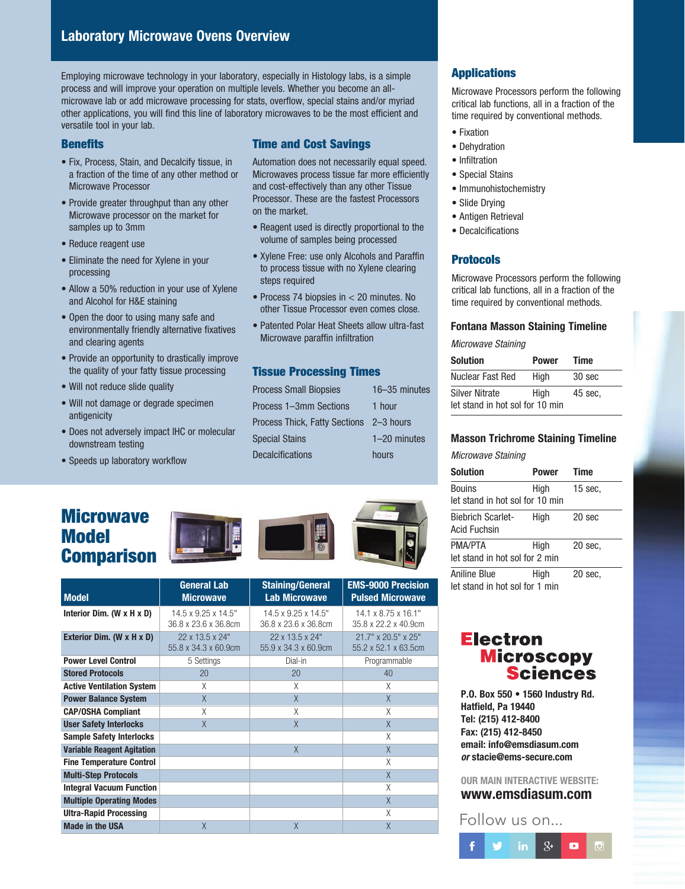## Laboratory Microwave Ovens Overview

Employing microwave technology in your laboratory, especially in Histology labs, is a simple process and will improve your operation on multiple levels. Whether you become an all-microwave lab or add microwave processing for stats, overflow, special stains and/or myriad other applications, you will find this line of laboratory microwaves to be the most efficient and versatile tool in your lab.

### Benefits

- Fix, Process, Stain, and Decalcify tissue, in a fraction of the time of any other method or Microwave Processor
- Provide greater throughput than any other Microwave processor on the market for samples up to 3mm
- Reduce reagent use
- Eliminate the need for Xylene in your processing
- Allow a 50% reduction in your use of Xylene and Alcohol for H&E staining
- Open the door to using many safe and environmentally friendly alternative fixatives and clearing agents
- Provide an opportunity to drastically improve the quality of your fatty tissue processing
- Will not reduce slide quality
- Will not damage or degrade specimen antigenicity
- Does not adversely impact IHC or molecular downstream testing
- Speeds up laboratory workflow

### Time and Cost Savings

Automation does not necessarily equal speed. Microwaves process tissue far more efficiently and cost-effectively than any other Tissue Processor. These are the fastest Processors on the market.

- Reagent used is directly proportional to the volume of samples being processed
- Xylene Free: use only Alcohols and Paraffin to process tissue with no Xylene clearing steps required
- Process 74 biopsies in < 20 minutes. No other Tissue Processor even comes close.
- Patented Polar Heat Sheets allow ultra-fast Microwave paraffin infiltration

### Tissue Processing Times

| | |
|---|---|
| Process Small Biopsies | 16–35 minutes |
| Process 1–3mm Sections | 1 hour |
| Process Thick, Fatty Sections | 2–3 hours |
| Special Stains | 1–20 minutes |
| Decalcifications | hours |

## Microwave Model Comparison

| Model | General Lab Microwave | Staining/General Lab Microwave | EMS-9000 Precision Pulsed Microwave |
|---|---|---|---|
| Interior Dim. (W x H x D) | 14.5 x 9.25 x 14.5"<br>36.8 x 23.6 x 36.8cm | 14.5 x 9.25 x 14.5"<br>36.8 x 23.6 x 36.8cm | 14.1 x 8.75 x 16.1"<br>35.8 x 22.2 x 40.9cm |
| Exterior Dim. (W x H x D) | 22 x 13.5 x 24"<br>55.8 x 34.3 x 60.9cm | 22 x 13.5 x 24"<br>55.9 x 34.3 x 60.9cm | 21.7" x 20.5" x 25"<br>55.2 x 52.1 x 63.5cm |
| Power Level Control | 5 Settings | Dial-in | Programmable |
| Stored Protocols | 20 | 20 | 40 |
| Active Ventilation System | X | X | X |
| Power Balance System | X | X | X |
| CAP/OSHA Compliant | X | X | X |
| User Safety Interlocks | X | X | X |
| Sample Safety Interlocks | | | X |
| Variable Reagent Agitation | | X | X |
| Fine Temperature Control | | | X |
| Multi-Step Protocols | | | X |
| Integral Vacuum Function | | | X |
| Multiple Operating Modes | | | X |
| Ultra-Rapid Processing | | | X |
| Made in the USA | X | X | X |

### Applications

Microwave Processors perform the following critical lab functions, all in a fraction of the time required by conventional methods.

- Fixation
- Dehydration
- Infiltration
- Special Stains
- Immunohistochemistry
- Slide Drying
- Antigen Retrieval
- Decalcifications

### Protocols

Microwave Processors perform the following critical lab functions, all in a fraction of the time required by conventional methods.

#### Fontana Masson Staining Timeline

*Microwave Staining*

| Solution | Power | Time |
|---|---|---|
| Nuclear Fast Red | High | 30 sec |
| Silver Nitrate<br>let stand in hot sol for 10 min | High | 45 sec, |

#### Masson Trichrome Staining Timeline

*Microwave Staining*

| Solution | Power | Time |
|---|---|---|
| Bouins<br>let stand in hot sol for 10 min | High | 15 sec, |
| Biebrich Scarlet-Acid Fuchsin | High | 20 sec |
| PMA/PTA<br>let stand in hot sol for 2 min | High | 20 sec, |
| Aniline Blue<br>let stand in hot sol for 1 min | High | 20 sec, |

**Electron Microscopy Sciences**

**P.O. Box 550 • 1560 Industry Rd.**
**Hatfield, Pa 19440**
**Tel: (215) 412-8400**
**Fax: (215) 412-8450**
**email: info@emsdiasum.com**
***or* stacie@ems-secure.com**

OUR MAIN INTERACTIVE WEBSITE:
**www.emsdiasum.com**

Follow us on...